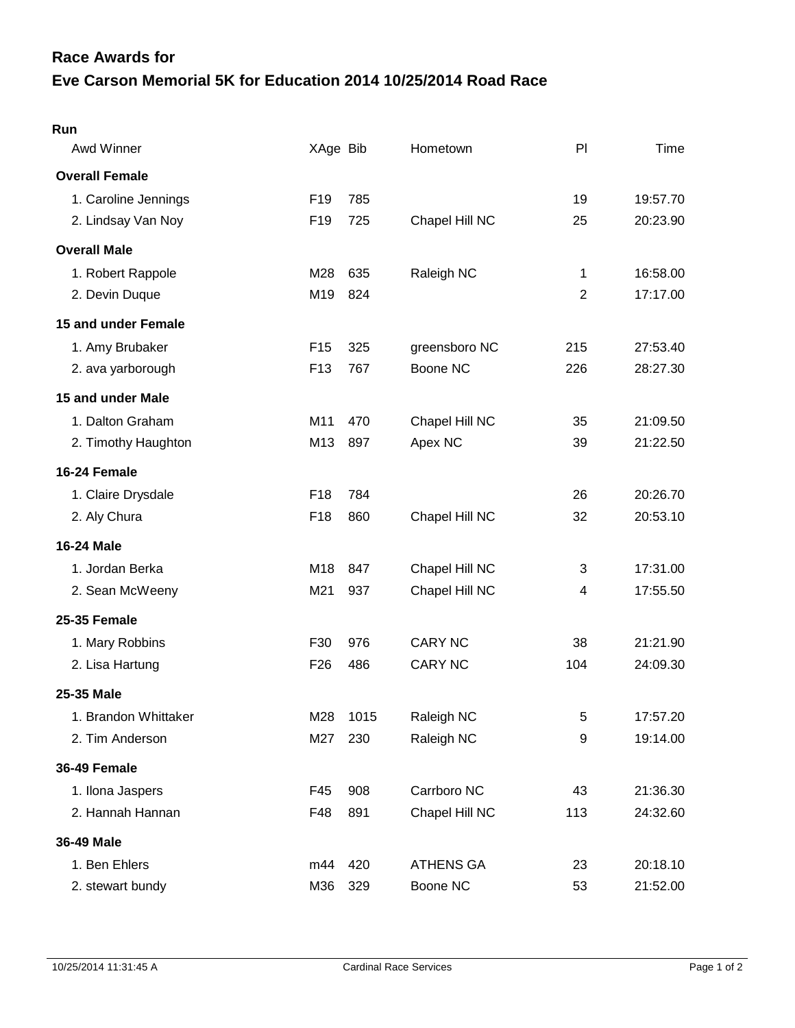# Race Awards for
# Eve Carson Memorial 5K for Education 2014 10/25/2014 Road Race

**Run**

| Awd Winner | XAge | Bib | Hometown | Pl | Time |
|---|---|---|---|---|---|
| **Overall Female** | | | | | |
| 1. Caroline Jennings | F19 | 785 | | 19 | 19:57.70 |
| 2. Lindsay Van Noy | F19 | 725 | Chapel Hill NC | 25 | 20:23.90 |
| **Overall Male** | | | | | |
| 1. Robert Rappole | M28 | 635 | Raleigh NC | 1 | 16:58.00 |
| 2. Devin Duque | M19 | 824 | | 2 | 17:17.00 |
| **15 and under Female** | | | | | |
| 1. Amy Brubaker | F15 | 325 | greensboro NC | 215 | 27:53.40 |
| 2. ava yarborough | F13 | 767 | Boone NC | 226 | 28:27.30 |
| **15 and under Male** | | | | | |
| 1. Dalton Graham | M11 | 470 | Chapel Hill NC | 35 | 21:09.50 |
| 2. Timothy Haughton | M13 | 897 | Apex NC | 39 | 21:22.50 |
| **16-24 Female** | | | | | |
| 1. Claire Drysdale | F18 | 784 | | 26 | 20:26.70 |
| 2. Aly Chura | F18 | 860 | Chapel Hill NC | 32 | 20:53.10 |
| **16-24 Male** | | | | | |
| 1. Jordan Berka | M18 | 847 | Chapel Hill NC | 3 | 17:31.00 |
| 2. Sean McWeeny | M21 | 937 | Chapel Hill NC | 4 | 17:55.50 |
| **25-35 Female** | | | | | |
| 1. Mary Robbins | F30 | 976 | CARY NC | 38 | 21:21.90 |
| 2. Lisa Hartung | F26 | 486 | CARY NC | 104 | 24:09.30 |
| **25-35 Male** | | | | | |
| 1. Brandon Whittaker | M28 | 1015 | Raleigh NC | 5 | 17:57.20 |
| 2. Tim Anderson | M27 | 230 | Raleigh NC | 9 | 19:14.00 |
| **36-49 Female** | | | | | |
| 1. Ilona Jaspers | F45 | 908 | Carrboro NC | 43 | 21:36.30 |
| 2. Hannah Hannan | F48 | 891 | Chapel Hill NC | 113 | 24:32.60 |
| **36-49 Male** | | | | | |
| 1. Ben Ehlers | m44 | 420 | ATHENS GA | 23 | 20:18.10 |
| 2. stewart bundy | M36 | 329 | Boone NC | 53 | 21:52.00 |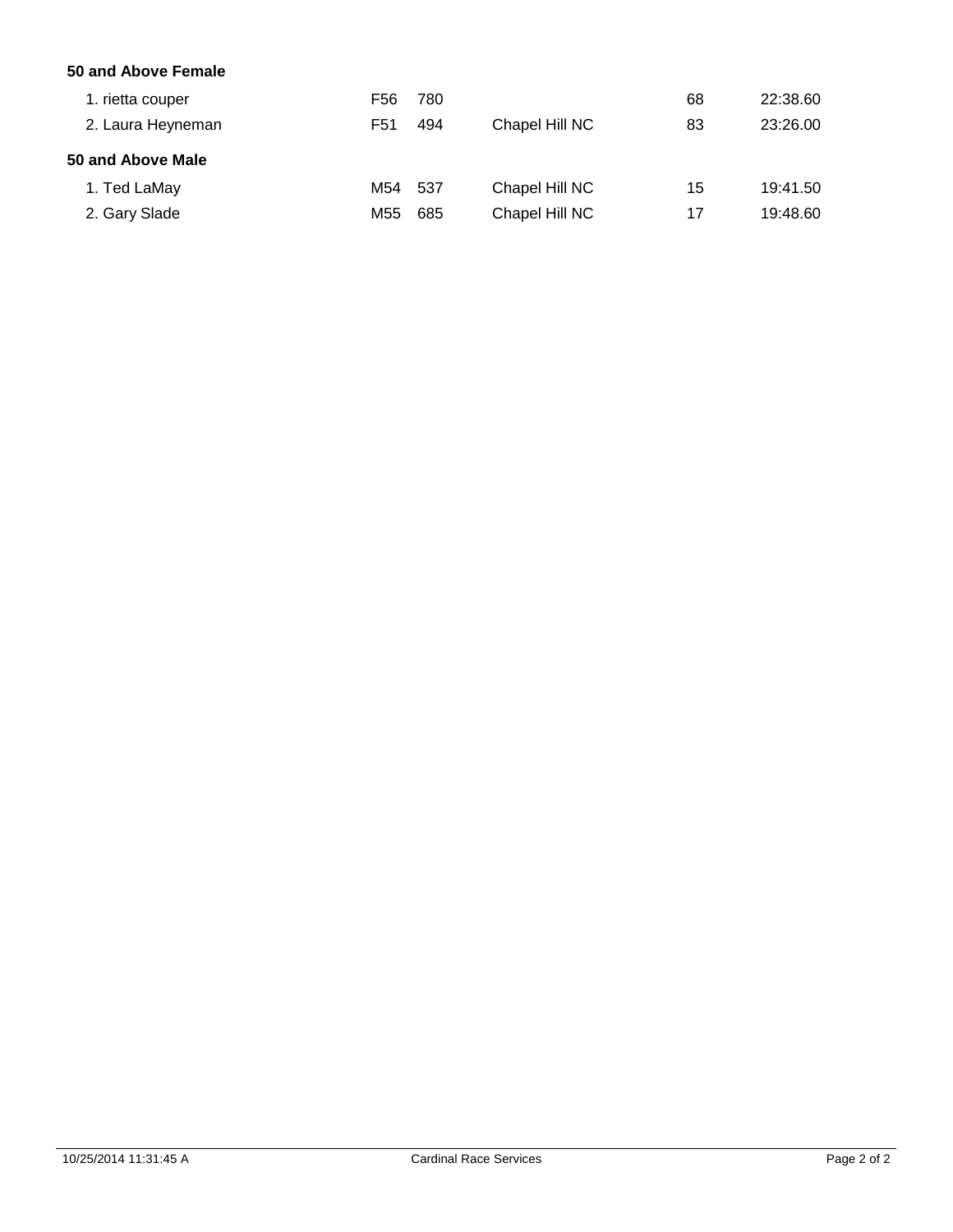### 50 and Above Female

| | | | | | |
|---|---|---|---|---|---|
| 1. rietta couper | F56 | 780 | | 68 | 22:38.60 |
| 2. Laura Heyneman | F51 | 494 | Chapel Hill NC | 83 | 23:26.00 |

### 50 and Above Male

| | | | | | |
|---|---|---|---|---|---|
| 1. Ted LaMay | M54 | 537 | Chapel Hill NC | 15 | 19:41.50 |
| 2. Gary Slade | M55 | 685 | Chapel Hill NC | 17 | 19:48.60 |